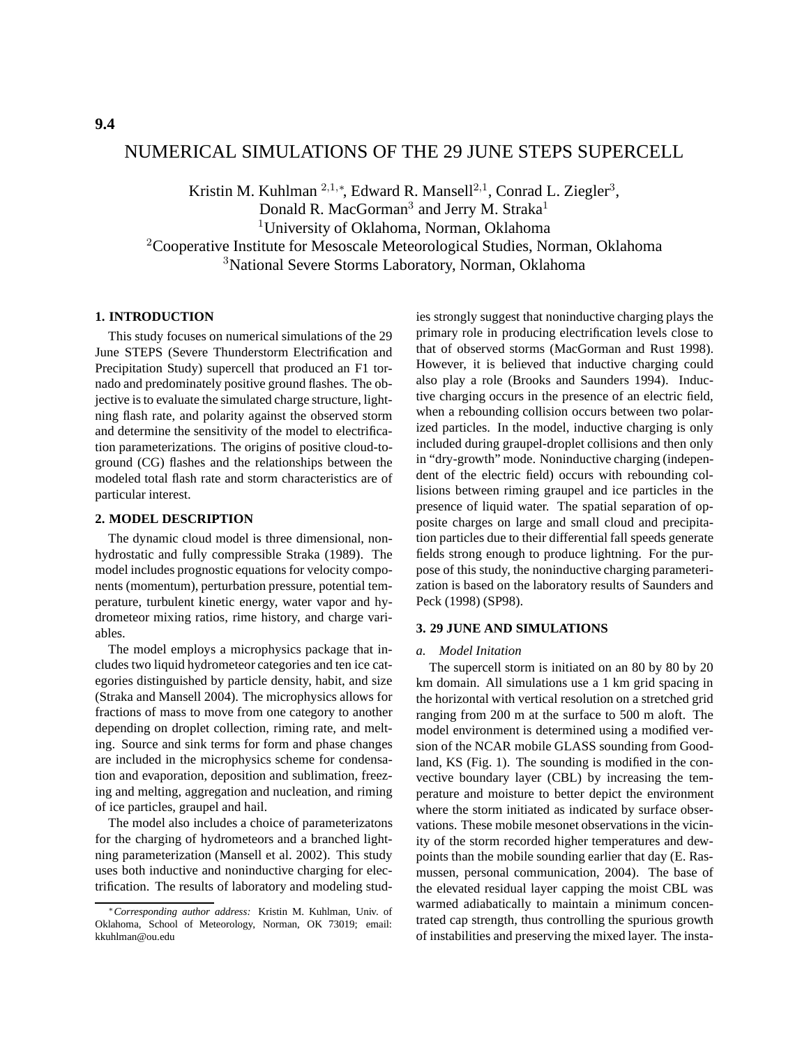9.4

# NUMERICAL SIMULATIONS OF THE 29 JUNE STEPS SUPERCELL

Kristin M. Kuhlman [2,1,*], Edward R. Mansell[2,1], Conrad L. Ziegler[3], Donald R. MacGorman[3] and Jerry M. Straka[1]

[1]University of Oklahoma, Norman, Oklahoma

[2]Cooperative Institute for Mesoscale Meteorological Studies, Norman, Oklahoma

[3]National Severe Storms Laboratory, Norman, Oklahoma

## 1. INTRODUCTION

This study focuses on numerical simulations of the 29 June STEPS (Severe Thunderstorm Electrification and Precipitation Study) supercell that produced an F1 tornado and predominately positive ground flashes. The objective is to evaluate the simulated charge structure, lightning flash rate, and polarity against the observed storm and determine the sensitivity of the model to electrification parameterizations. The origins of positive cloud-to-ground (CG) flashes and the relationships between the modeled total flash rate and storm characteristics are of particular interest.

## 2. MODEL DESCRIPTION

The dynamic cloud model is three dimensional, nonhydrostatic and fully compressible Straka (1989). The model includes prognostic equations for velocity components (momentum), perturbation pressure, potential temperature, turbulent kinetic energy, water vapor and hydrometeor mixing ratios, rime history, and charge variables.

The model employs a microphysics package that includes two liquid hydrometeor categories and ten ice categories distinguished by particle density, habit, and size (Straka and Mansell 2004). The microphysics allows for fractions of mass to move from one category to another depending on droplet collection, riming rate, and melting. Source and sink terms for form and phase changes are included in the microphysics scheme for condensation and evaporation, deposition and sublimation, freezing and melting, aggregation and nucleation, and riming of ice particles, graupel and hail.

The model also includes a choice of parameterizatons for the charging of hydrometeors and a branched lightning parameterization (Mansell et al. 2002). This study uses both inductive and noninductive charging for electrification. The results of laboratory and modeling studies strongly suggest that noninductive charging plays the primary role in producing electrification levels close to that of observed storms (MacGorman and Rust 1998). However, it is believed that inductive charging could also play a role (Brooks and Saunders 1994). Inductive charging occurs in the presence of an electric field, when a rebounding collision occurs between two polarized particles. In the model, inductive charging is only included during graupel-droplet collisions and then only in "dry-growth" mode. Noninductive charging (independent of the electric field) occurs with rebounding collisions between riming graupel and ice particles in the presence of liquid water. The spatial separation of opposite charges on large and small cloud and precipitation particles due to their differential fall speeds generate fields strong enough to produce lightning. For the purpose of this study, the noninductive charging parameterization is based on the laboratory results of Saunders and Peck (1998) (SP98).

## 3. 29 JUNE AND SIMULATIONS

### *a. Model Initation*

The supercell storm is initiated on an 80 by 80 by 20 km domain. All simulations use a 1 km grid spacing in the horizontal with vertical resolution on a stretched grid ranging from 200 m at the surface to 500 m aloft. The model environment is determined using a modified version of the NCAR mobile GLASS sounding from Goodland, KS (Fig. 1). The sounding is modified in the convective boundary layer (CBL) by increasing the temperature and moisture to better depict the environment where the storm initiated as indicated by surface observations. These mobile mesonet observations in the vicinity of the storm recorded higher temperatures and dewpoints than the mobile sounding earlier that day (E. Rasmussen, personal communication, 2004). The base of the elevated residual layer capping the moist CBL was warmed adiabatically to maintain a minimum concentrated cap strength, thus controlling the spurious growth of instabilities and preserving the mixed layer. The insta-

*\*Corresponding author address:* Kristin M. Kuhlman, Univ. of Oklahoma, School of Meteorology, Norman, OK 73019; email: kkuhlman@ou.edu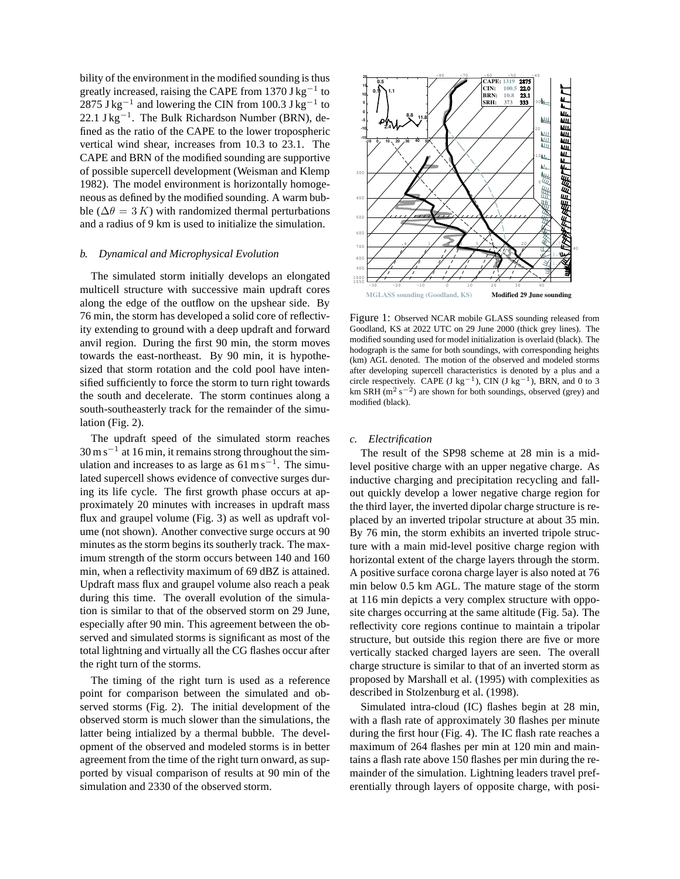bility of the environment in the modified sounding is thus greatly increased, raising the CAPE from 1370 J kg$^{-1}$ to 2875 J kg$^{-1}$ and lowering the CIN from 100.3 J kg$^{-1}$ to 22.1 J kg$^{-1}$. The Bulk Richardson Number (BRN), defined as the ratio of the CAPE to the lower tropospheric vertical wind shear, increases from 10.3 to 23.1. The CAPE and BRN of the modified sounding are supportive of possible supercell development (Weisman and Klemp 1982). The model environment is horizontally homogeneous as defined by the modified sounding. A warm bubble ($\Delta\theta = 3\,K$) with randomized thermal perturbations and a radius of 9 km is used to initialize the simulation.

### *b. Dynamical and Microphysical Evolution*

The simulated storm initially develops an elongated multicell structure with successive main updraft cores along the edge of the outflow on the upshear side. By 76 min, the storm has developed a solid core of reflectivity extending to ground with a deep updraft and forward anvil region. During the first 90 min, the storm moves towards the east-northeast. By 90 min, it is hypothesized that storm rotation and the cold pool have intensified sufficiently to force the storm to turn right towards the south and decelerate. The storm continues along a south-southeasterly track for the remainder of the simulation (Fig. 2).

The updraft speed of the simulated storm reaches 30 m s$^{-1}$ at 16 min, it remains strong throughout the simulation and increases to as large as 61 m s$^{-1}$. The simulated supercell shows evidence of convective surges during its life cycle. The first growth phase occurs at approximately 20 minutes with increases in updraft mass flux and graupel volume (Fig. 3) as well as updraft volume (not shown). Another convective surge occurs at 90 minutes as the storm begins its southerly track. The maximum strength of the storm occurs between 140 and 160 min, when a reflectivity maximum of 69 dBZ is attained. Updraft mass flux and graupel volume also reach a peak during this time. The overall evolution of the simulation is similar to that of the observed storm on 29 June, especially after 90 min. This agreement between the observed and simulated storms is significant as most of the total lightning and virtually all the CG flashes occur after the right turn of the storms.

The timing of the right turn is used as a reference point for comparison between the simulated and observed storms (Fig. 2). The initial development of the observed storm is much slower than the simulations, the latter being intialized by a thermal bubble. The development of the observed and modeled storms is in better agreement from the time of the right turn onward, as supported by visual comparison of results at 90 min of the simulation and 2330 of the observed storm.

CAPE: 1319 2875
CIN: 100.5 22.0
BRN: 10.8 23.1
SRH: 373 333

MGLASS sounding (Goodland, KS)
Modified 29 June sounding

Figure 1: Observed NCAR mobile GLASS sounding released from Goodland, KS at 2022 UTC on 29 June 2000 (thick grey lines). The modified sounding used for model initialization is overlaid (black). The hodograph is the same for both soundings, with corresponding heights (km) AGL denoted. The motion of the observed and modeled storms after developing supercell characteristics is denoted by a plus and a circle respectively. CAPE (J kg$^{-1}$), CIN (J kg$^{-1}$), BRN, and 0 to 3 km SRH (m$^2$ s$^{-2}$) are shown for both soundings, observed (grey) and modified (black).

### *c. Electrification*

The result of the SP98 scheme at 28 min is a mid-level positive charge with an upper negative charge. As inductive charging and precipitation recycling and fallout quickly develop a lower negative charge region for the third layer, the inverted dipolar charge structure is replaced by an inverted tripolar structure at about 35 min. By 76 min, the storm exhibits an inverted tripole structure with a main mid-level positive charge region with horizontal extent of the charge layers through the storm. A positive surface corona charge layer is also noted at 76 min below 0.5 km AGL. The mature stage of the storm at 116 min depicts a very complex structure with opposite charges occurring at the same altitude (Fig. 5a). The reflectivity core regions continue to maintain a tripolar structure, but outside this region there are five or more vertically stacked charged layers are seen. The overall charge structure is similar to that of an inverted storm as proposed by Marshall et al. (1995) with complexities as described in Stolzenburg et al. (1998).

Simulated intra-cloud (IC) flashes begin at 28 min, with a flash rate of approximately 30 flashes per minute during the first hour (Fig. 4). The IC flash rate reaches a maximum of 264 flashes per min at 120 min and maintains a flash rate above 150 flashes per min during the remainder of the simulation. Lightning leaders travel preferentially through layers of opposite charge, with posi-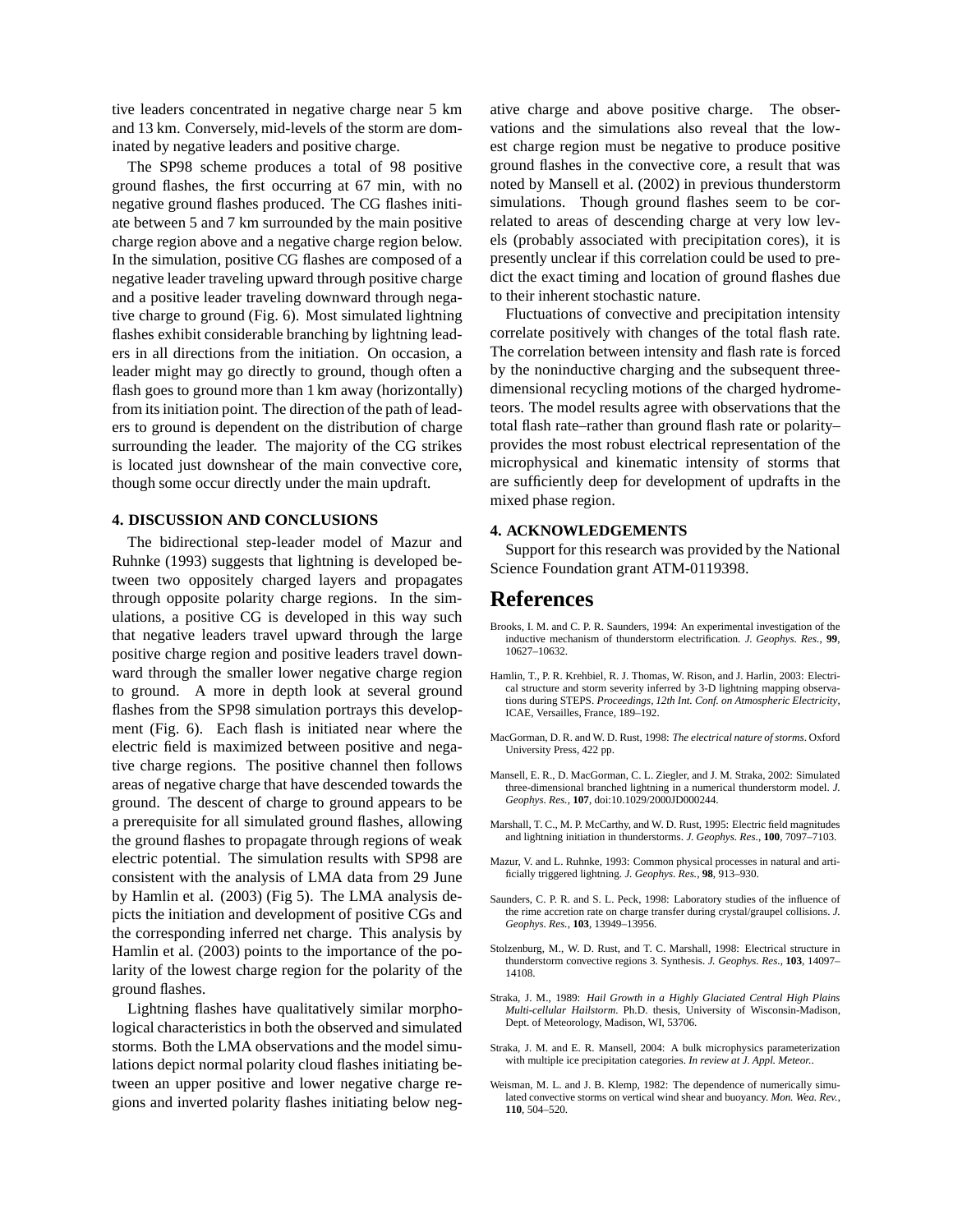tive leaders concentrated in negative charge near 5 km and 13 km. Conversely, mid-levels of the storm are dominated by negative leaders and positive charge.

The SP98 scheme produces a total of 98 positive ground flashes, the first occurring at 67 min, with no negative ground flashes produced. The CG flashes initiate between 5 and 7 km surrounded by the main positive charge region above and a negative charge region below. In the simulation, positive CG flashes are composed of a negative leader traveling upward through positive charge and a positive leader traveling downward through negative charge to ground (Fig. 6). Most simulated lightning flashes exhibit considerable branching by lightning leaders in all directions from the initiation. On occasion, a leader might may go directly to ground, though often a flash goes to ground more than 1 km away (horizontally) from its initiation point. The direction of the path of leaders to ground is dependent on the distribution of charge surrounding the leader. The majority of the CG strikes is located just downshear of the main convective core, though some occur directly under the main updraft.

### 4. DISCUSSION AND CONCLUSIONS

The bidirectional step-leader model of Mazur and Ruhnke (1993) suggests that lightning is developed between two oppositely charged layers and propagates through opposite polarity charge regions. In the simulations, a positive CG is developed in this way such that negative leaders travel upward through the large positive charge region and positive leaders travel downward through the smaller lower negative charge region to ground. A more in depth look at several ground flashes from the SP98 simulation portrays this development (Fig. 6). Each flash is initiated near where the electric field is maximized between positive and negative charge regions. The positive channel then follows areas of negative charge that have descended towards the ground. The descent of charge to ground appears to be a prerequisite for all simulated ground flashes, allowing the ground flashes to propagate through regions of weak electric potential. The simulation results with SP98 are consistent with the analysis of LMA data from 29 June by Hamlin et al. (2003) (Fig 5). The LMA analysis depicts the initiation and development of positive CGs and the corresponding inferred net charge. This analysis by Hamlin et al. (2003) points to the importance of the polarity of the lowest charge region for the polarity of the ground flashes.

Lightning flashes have qualitatively similar morphological characteristics in both the observed and simulated storms. Both the LMA observations and the model simulations depict normal polarity cloud flashes initiating between an upper positive and lower negative charge regions and inverted polarity flashes initiating below negative charge and above positive charge. The observations and the simulations also reveal that the lowest charge region must be negative to produce positive ground flashes in the convective core, a result that was noted by Mansell et al. (2002) in previous thunderstorm simulations. Though ground flashes seem to be correlated to areas of descending charge at very low levels (probably associated with precipitation cores), it is presently unclear if this correlation could be used to predict the exact timing and location of ground flashes due to their inherent stochastic nature.

Fluctuations of convective and precipitation intensity correlate positively with changes of the total flash rate. The correlation between intensity and flash rate is forced by the noninductive charging and the subsequent three-dimensional recycling motions of the charged hydrometeors. The model results agree with observations that the total flash rate–rather than ground flash rate or polarity–provides the most robust electrical representation of the microphysical and kinematic intensity of storms that are sufficiently deep for development of updrafts in the mixed phase region.

### 4. ACKNOWLEDGEMENTS

Support for this research was provided by the National Science Foundation grant ATM-0119398.

## References

Brooks, I. M. and C. P. R. Saunders, 1994: An experimental investigation of the inductive mechanism of thunderstorm electrification. *J. Geophys. Res.*, **99**, 10627–10632.

Hamlin, T., P. R. Krehbiel, R. J. Thomas, W. Rison, and J. Harlin, 2003: Electrical structure and storm severity inferred by 3-D lightning mapping observations during STEPS. *Proceedings, 12th Int. Conf. on Atmospheric Electricity*, ICAE, Versailles, France, 189–192.

MacGorman, D. R. and W. D. Rust, 1998: *The electrical nature of storms*. Oxford University Press, 422 pp.

Mansell, E. R., D. MacGorman, C. L. Ziegler, and J. M. Straka, 2002: Simulated three-dimensional branched lightning in a numerical thunderstorm model. *J. Geophys. Res.*, **107**, doi:10.1029/2000JD000244.

Marshall, T. C., M. P. McCarthy, and W. D. Rust, 1995: Electric field magnitudes and lightning initiation in thunderstorms. *J. Geophys. Res.*, **100**, 7097–7103.

Mazur, V. and L. Ruhnke, 1993: Common physical processes in natural and artificially triggered lightning. *J. Geophys. Res.*, **98**, 913–930.

Saunders, C. P. R. and S. L. Peck, 1998: Laboratory studies of the influence of the rime accretion rate on charge transfer during crystal/graupel collisions. *J. Geophys. Res.*, **103**, 13949–13956.

Stolzenburg, M., W. D. Rust, and T. C. Marshall, 1998: Electrical structure in thunderstorm convective regions 3. Synthesis. *J. Geophys. Res.*, **103**, 14097–14108.

Straka, J. M., 1989: *Hail Growth in a Highly Glaciated Central High Plains Multi-cellular Hailstorm*. Ph.D. thesis, University of Wisconsin-Madison, Dept. of Meteorology, Madison, WI, 53706.

Straka, J. M. and E. R. Mansell, 2004: A bulk microphysics parameterization with multiple ice precipitation categories. *In review at J. Appl. Meteor.*.

Weisman, M. L. and J. B. Klemp, 1982: The dependence of numerically simulated convective storms on vertical wind shear and buoyancy. *Mon. Wea. Rev.*, **110**, 504–520.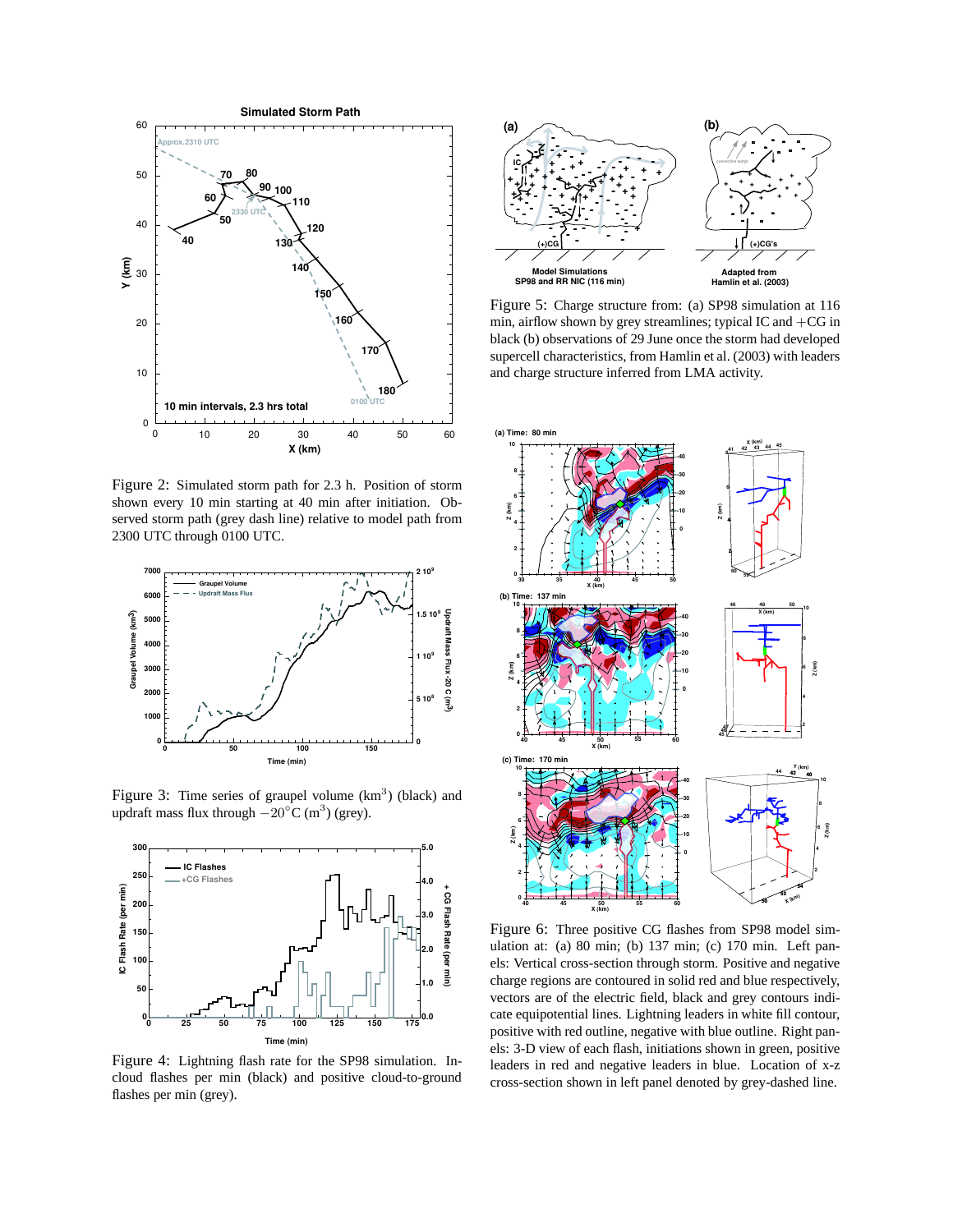Simulated Storm Path

Approx.2310 UTC

2330 UTC

0100 UTC

10 min intervals, 2.3 hrs total

X (km)

Y (km)

Figure 2: Simulated storm path for 2.3 h. Position of storm shown every 10 min starting at 40 min after initiation. Observed storm path (grey dash line) relative to model path from 2300 UTC through 0100 UTC.

Graupel Volume

Updraft Mass Flux

Graupel Volume (km$^3$)

Updraft Mass Flux -20 C (m$^3$)

Time (min)

Figure 3: Time series of graupel volume (km$^3$) (black) and updraft mass flux through $-20^{\circ}$C (m$^3$) (grey).

IC Flashes

+CG Flashes

IC Flash Rate (per min)

+ CG Flash Rate (per min)

Time (min)

Figure 4: Lightning flash rate for the SP98 simulation. In-cloud flashes per min (black) and positive cloud-to-ground flashes per min (grey).

(a)

(b)

Model Simulations
SP98 and RR NIC (116 min)

Adapted from
Hamlin et al. (2003)

Figure 5: Charge structure from: (a) SP98 simulation at 116 min, airflow shown by grey streamlines; typical IC and +CG in black (b) observations of 29 June once the storm had developed supercell characteristics, from Hamlin et al. (2003) with leaders and charge structure inferred from LMA activity.

(a) Time: 80 min

(b) Time: 137 min

(c) Time: 170 min

Figure 6: Three positive CG flashes from SP98 model simulation at: (a) 80 min; (b) 137 min; (c) 170 min. Left panels: Vertical cross-section through storm. Positive and negative charge regions are contoured in solid red and blue respectively, vectors are of the electric field, black and grey contours indicate equipotential lines. Lightning leaders in white fill contour, positive with red outline, negative with blue outline. Right panels: 3-D view of each flash, initiations shown in green, positive leaders in red and negative leaders in blue. Location of x-z cross-section shown in left panel denoted by grey-dashed line.